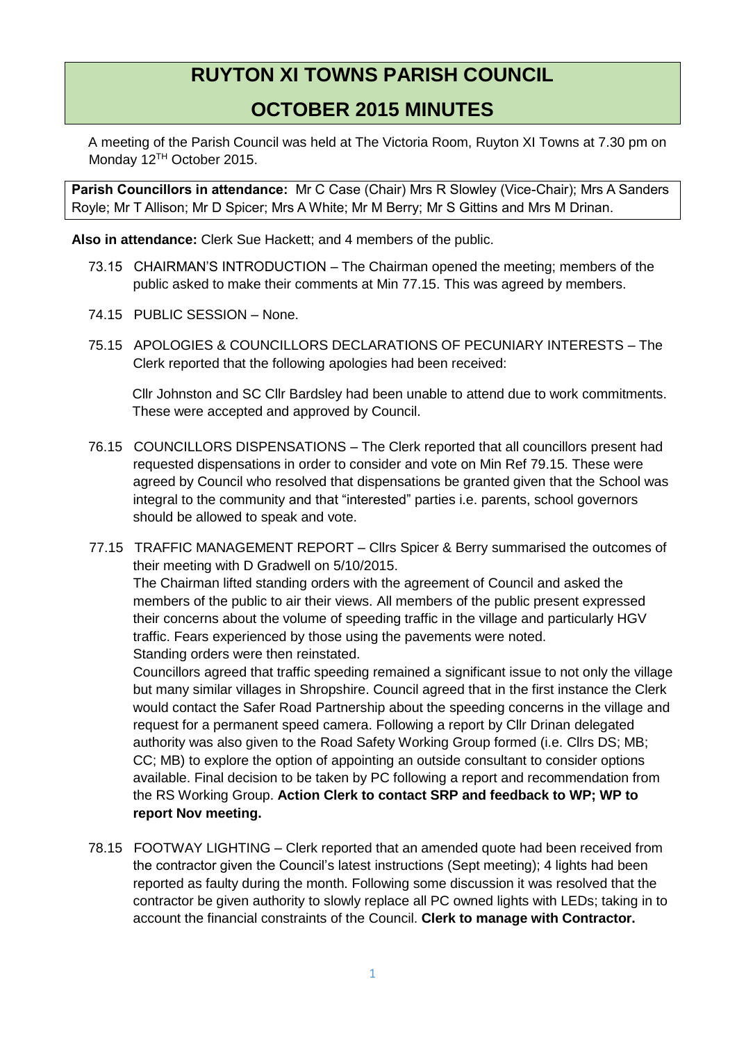# RUYTON XI TOWNS PARISH COUNCIL

# OCTOBER 2015 MINUTES

A meeting of the Parish Council was held at The Victoria Room, Ruyton XI Towns at 7.30 pm on Monday 12TH October 2015.

**Parish Councillors in attendance:** Mr C Case (Chair) Mrs R Slowley (Vice-Chair); Mrs A Sanders Royle; Mr T Allison; Mr D Spicer; Mrs A White; Mr M Berry; Mr S Gittins and Mrs M Drinan.

**Also in attendance:** Clerk Sue Hackett; and 4 members of the public.

73.15 CHAIRMAN'S INTRODUCTION – The Chairman opened the meeting; members of the public asked to make their comments at Min 77.15. This was agreed by members.

74.15 PUBLIC SESSION – None.

75.15 APOLOGIES & COUNCILLORS DECLARATIONS OF PECUNIARY INTERESTS – The Clerk reported that the following apologies had been received:

Cllr Johnston and SC Cllr Bardsley had been unable to attend due to work commitments. These were accepted and approved by Council.

76.15 COUNCILLORS DISPENSATIONS – The Clerk reported that all councillors present had requested dispensations in order to consider and vote on Min Ref 79.15. These were agreed by Council who resolved that dispensations be granted given that the School was integral to the community and that "interested" parties i.e. parents, school governors should be allowed to speak and vote.

77.15 TRAFFIC MANAGEMENT REPORT – Cllrs Spicer & Berry summarised the outcomes of their meeting with D Gradwell on 5/10/2015.

The Chairman lifted standing orders with the agreement of Council and asked the members of the public to air their views. All members of the public present expressed their concerns about the volume of speeding traffic in the village and particularly HGV traffic. Fears experienced by those using the pavements were noted.

Standing orders were then reinstated.

Councillors agreed that traffic speeding remained a significant issue to not only the village but many similar villages in Shropshire. Council agreed that in the first instance the Clerk would contact the Safer Road Partnership about the speeding concerns in the village and request for a permanent speed camera. Following a report by Cllr Drinan delegated authority was also given to the Road Safety Working Group formed (i.e. Cllrs DS; MB; CC; MB) to explore the option of appointing an outside consultant to consider options available. Final decision to be taken by PC following a report and recommendation from the RS Working Group. **Action Clerk to contact SRP and feedback to WP; WP to report Nov meeting.**

78.15 FOOTWAY LIGHTING – Clerk reported that an amended quote had been received from the contractor given the Council's latest instructions (Sept meeting); 4 lights had been reported as faulty during the month. Following some discussion it was resolved that the contractor be given authority to slowly replace all PC owned lights with LEDs; taking in to account the financial constraints of the Council. **Clerk to manage with Contractor.**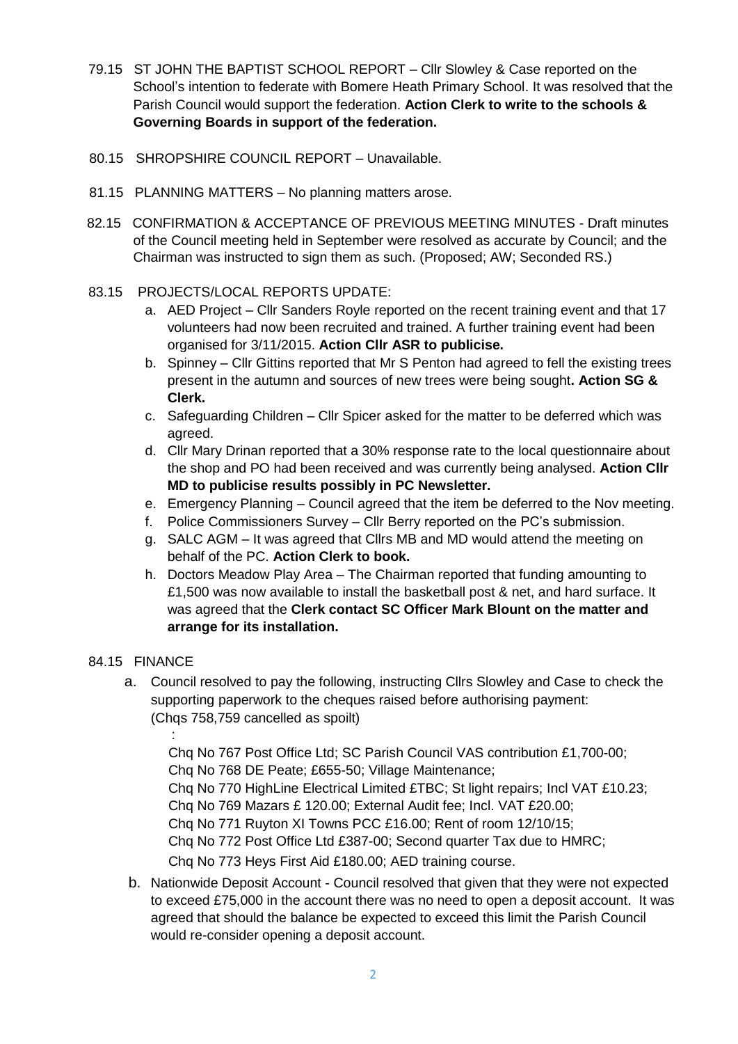79.15 ST JOHN THE BAPTIST SCHOOL REPORT – Cllr Slowley & Case reported on the School's intention to federate with Bomere Heath Primary School. It was resolved that the Parish Council would support the federation. **Action Clerk to write to the schools & Governing Boards in support of the federation.**

80.15 SHROPSHIRE COUNCIL REPORT – Unavailable.

81.15 PLANNING MATTERS – No planning matters arose.

82.15 CONFIRMATION & ACCEPTANCE OF PREVIOUS MEETING MINUTES - Draft minutes of the Council meeting held in September were resolved as accurate by Council; and the Chairman was instructed to sign them as such. (Proposed; AW; Seconded RS.)

83.15 PROJECTS/LOCAL REPORTS UPDATE:

a. AED Project – Cllr Sanders Royle reported on the recent training event and that 17 volunteers had now been recruited and trained. A further training event had been organised for 3/11/2015. **Action Cllr ASR to publicise.**
b. Spinney – Cllr Gittins reported that Mr S Penton had agreed to fell the existing trees present in the autumn and sources of new trees were being sought**. Action SG & Clerk.**
c. Safeguarding Children – Cllr Spicer asked for the matter to be deferred which was agreed.
d. Cllr Mary Drinan reported that a 30% response rate to the local questionnaire about the shop and PO had been received and was currently being analysed. **Action Cllr MD to publicise results possibly in PC Newsletter.**
e. Emergency Planning – Council agreed that the item be deferred to the Nov meeting.
f. Police Commissioners Survey – Cllr Berry reported on the PC's submission.
g. SALC AGM – It was agreed that Cllrs MB and MD would attend the meeting on behalf of the PC. **Action Clerk to book.**
h. Doctors Meadow Play Area – The Chairman reported that funding amounting to £1,500 was now available to install the basketball post & net, and hard surface. It was agreed that the **Clerk contact SC Officer Mark Blount on the matter and arrange for its installation.**

84.15 FINANCE

a. Council resolved to pay the following, instructing Cllrs Slowley and Case to check the supporting paperwork to the cheques raised before authorising payment: (Chqs 758,759 cancelled as spoilt)

   :

   Chq No 767 Post Office Ltd; SC Parish Council VAS contribution £1,700-00;
   Chq No 768 DE Peate; £655-50; Village Maintenance;
   Chq No 770 HighLine Electrical Limited £TBC; St light repairs; Incl VAT £10.23;
   Chq No 769 Mazars £ 120.00; External Audit fee; Incl. VAT £20.00;
   Chq No 771 Ruyton XI Towns PCC £16.00; Rent of room 12/10/15;
   Chq No 772 Post Office Ltd £387-00; Second quarter Tax due to HMRC;
   Chq No 773 Heys First Aid £180.00; AED training course.

b. Nationwide Deposit Account - Council resolved that given that they were not expected to exceed £75,000 in the account there was no need to open a deposit account. It was agreed that should the balance be expected to exceed this limit the Parish Council would re-consider opening a deposit account.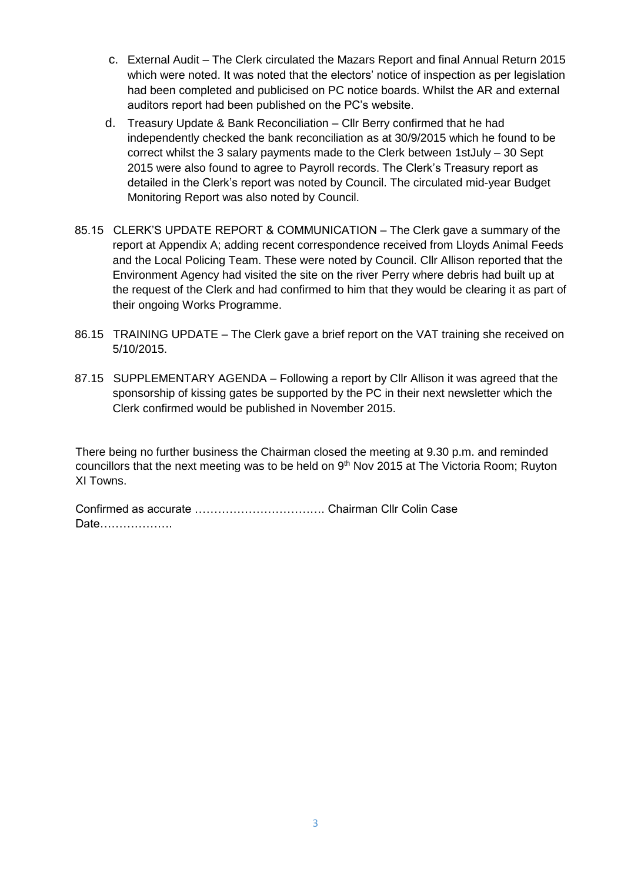c. External Audit – The Clerk circulated the Mazars Report and final Annual Return 2015 which were noted. It was noted that the electors' notice of inspection as per legislation had been completed and publicised on PC notice boards. Whilst the AR and external auditors report had been published on the PC's website.

d. Treasury Update & Bank Reconciliation – Cllr Berry confirmed that he had independently checked the bank reconciliation as at 30/9/2015 which he found to be correct whilst the 3 salary payments made to the Clerk between 1stJuly – 30 Sept 2015 were also found to agree to Payroll records. The Clerk's Treasury report as detailed in the Clerk's report was noted by Council. The circulated mid-year Budget Monitoring Report was also noted by Council.

85.15 CLERK'S UPDATE REPORT & COMMUNICATION – The Clerk gave a summary of the report at Appendix A; adding recent correspondence received from Lloyds Animal Feeds and the Local Policing Team. These were noted by Council. Cllr Allison reported that the Environment Agency had visited the site on the river Perry where debris had built up at the request of the Clerk and had confirmed to him that they would be clearing it as part of their ongoing Works Programme.

86.15 TRAINING UPDATE – The Clerk gave a brief report on the VAT training she received on 5/10/2015.

87.15 SUPPLEMENTARY AGENDA – Following a report by Cllr Allison it was agreed that the sponsorship of kissing gates be supported by the PC in their next newsletter which the Clerk confirmed would be published in November 2015.

There being no further business the Chairman closed the meeting at 9.30 p.m. and reminded councillors that the next meeting was to be held on 9th Nov 2015 at The Victoria Room; Ruyton XI Towns.

Confirmed as accurate …………………………… Chairman Cllr Colin Case
Date……………….